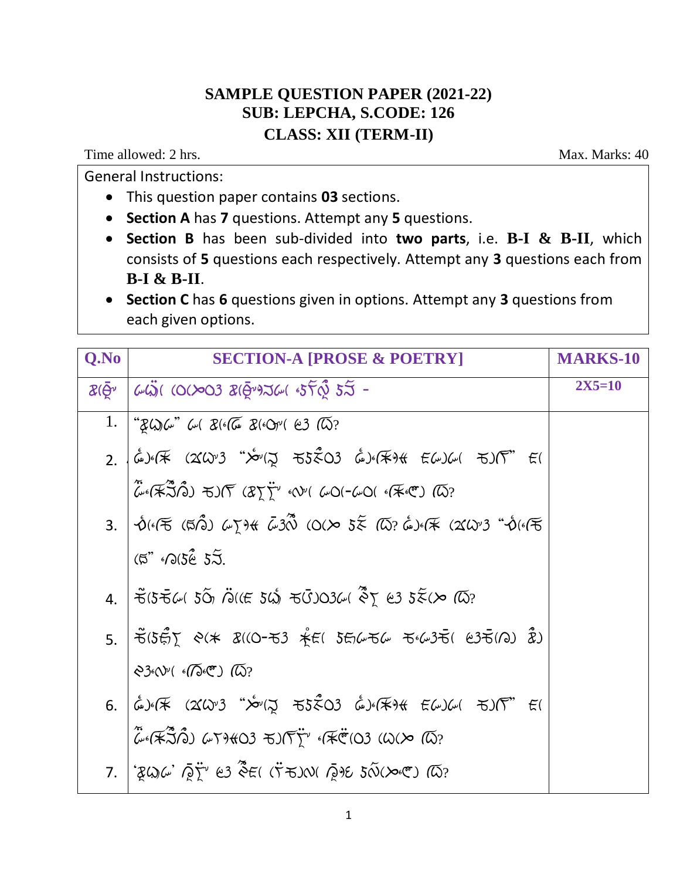# SAMPLE QUESTION PAPER (2021-22)
## SUB: LEPCHA, S.CODE: 126
## CLASS: XII (TERM-II)

Time allowed: 2 hrs. Max. Marks: 40

**General Instructions:**

- This question paper contains **03** sections.
- **Section A** has **7** questions. Attempt any **5** questions.
- **Section B** has been sub-divided into **two parts**, i.e. **B-I & B-II**, which consists of **5** questions each respectively. Attempt any **3** questions each from **B-I & B-II**.
- **Section C** has **6** questions given in options. Attempt any **3** questions from each given options.

| Q.No | SECTION-A [PROSE & POETRY] | MARKS-10 |
|---|---|---|
| | | 2X5=10 |
| 1. | | |
| 2. | | |
| 3. | | |
| 4. | | |
| 5. | | |
| 6. | | |
| 7. | | |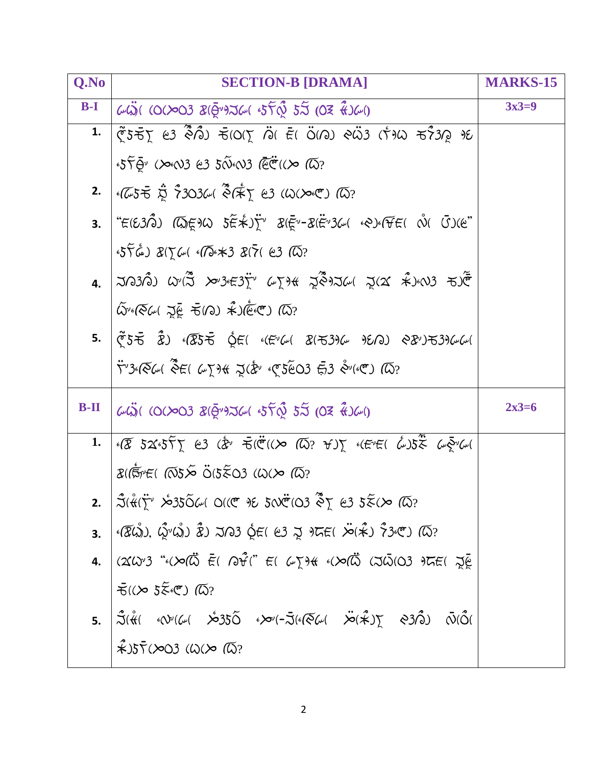| Q.No | SECTION-B [DRAMA] | MARKS-15 |
|---|---|---|
| B-I | | 3x3=9 |
| 1. | | |
| 2. | | |
| 3. | | |
| 4. | | |
| 5. | | |
| B-II | | 2x3=6 |
| 1. | | |
| 2. | | |
| 3. | | |
| 4. | | |
| 5. | | |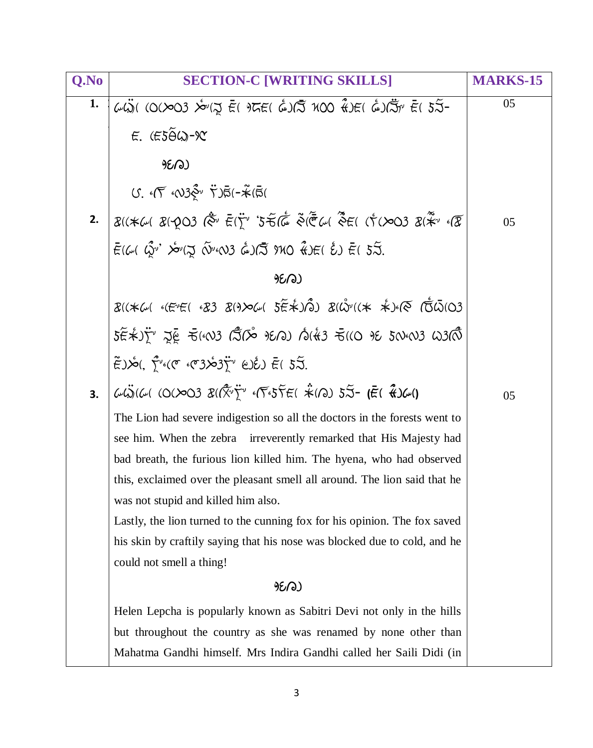| Q.No | SECTION-C [WRITING SKILLS] | MARKS-15 |
|---|---|---|
| 1. | [Lepcha script] <br><br> [Lepcha script] <br><br> [Lepcha script] <br><br> [Lepcha script] | 05 |
| 2. | [Lepcha script] <br><br> [Lepcha script] <br><br> [Lepcha script] | 05 |
| 3. | [Lepcha script] <br><br> The Lion had severe indigestion so all the doctors in the forests went to see him. When the zebra irreverently remarked that His Majesty had bad breath, the furious lion killed him. The hyena, who had observed this, exclaimed over the pleasant smell all around. The lion said that he was not stupid and killed him also. <br> Lastly, the lion turned to the cunning fox for his opinion. The fox saved his skin by craftily saying that his nose was blocked due to cold, and he could not smell a thing! <br><br> [Lepcha script] <br><br> Helen Lepcha is popularly known as Sabitri Devi not only in the hills but throughout the country as she was renamed by none other than Mahatma Gandhi himself. Mrs Indira Gandhi called her Saili Didi (in | 05 |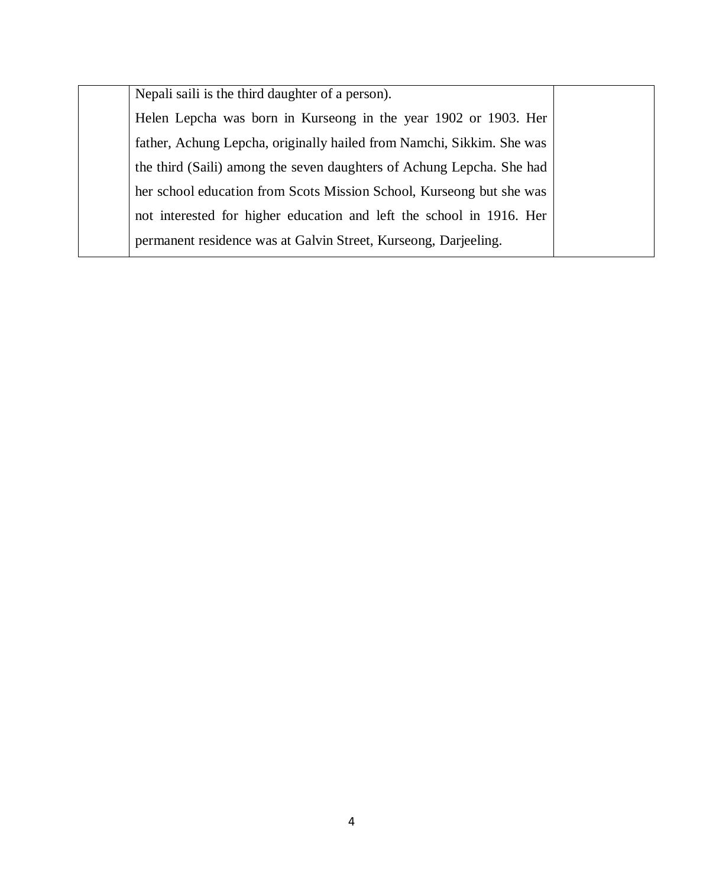| | | |
|---|---|---|
| | Nepali saili is the third daughter of a person).<br>Helen Lepcha was born in Kurseong in the year 1902 or 1903. Her father, Achung Lepcha, originally hailed from Namchi, Sikkim. She was the third (Saili) among the seven daughters of Achung Lepcha. She had her school education from Scots Mission School, Kurseong but she was not interested for higher education and left the school in 1916. Her permanent residence was at Galvin Street, Kurseong, Darjeeling. | |